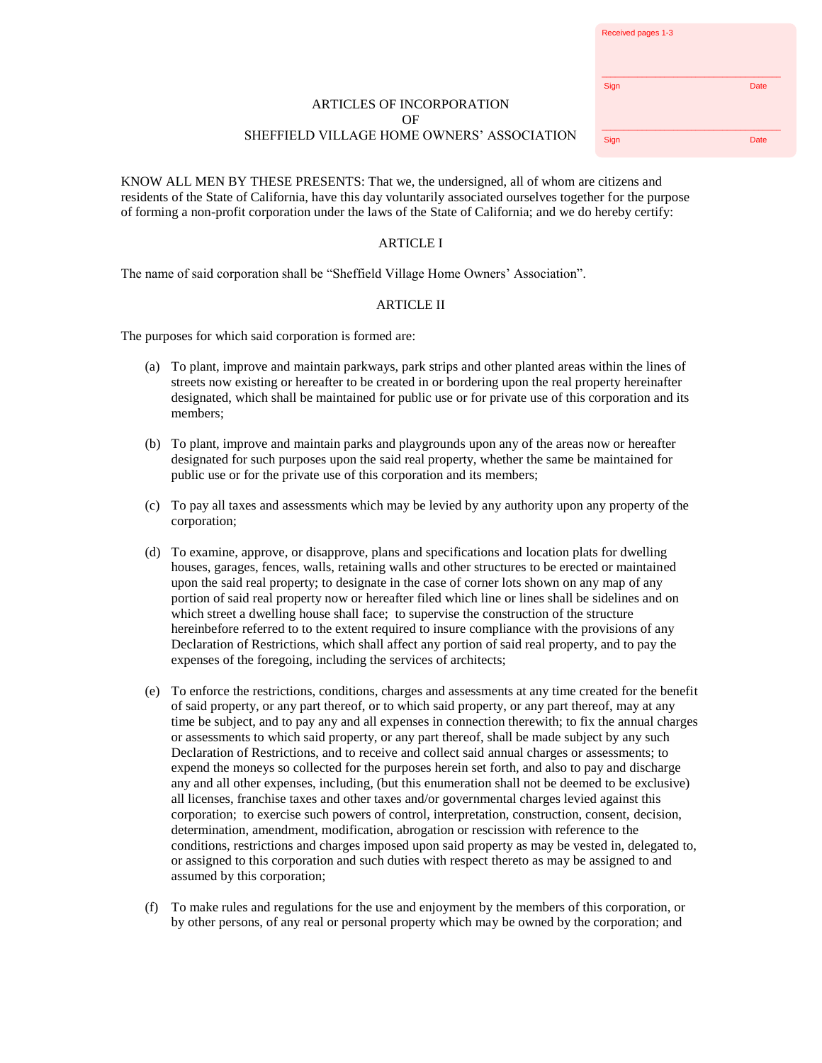Received pages 1-3

Sign Date

Sign Date

# ARTICLES OF INCORPORATION
# OF
# SHEFFIELD VILLAGE HOME OWNERS' ASSOCIATION

KNOW ALL MEN BY THESE PRESENTS: That we, the undersigned, all of whom are citizens and residents of the State of California, have this day voluntarily associated ourselves together for the purpose of forming a non-profit corporation under the laws of the State of California; and we do hereby certify:

## ARTICLE I

The name of said corporation shall be "Sheffield Village Home Owners' Association".

## ARTICLE II

The purposes for which said corporation is formed are:

(a) To plant, improve and maintain parkways, park strips and other planted areas within the lines of streets now existing or hereafter to be created in or bordering upon the real property hereinafter designated, which shall be maintained for public use or for private use of this corporation and its members;

(b) To plant, improve and maintain parks and playgrounds upon any of the areas now or hereafter designated for such purposes upon the said real property, whether the same be maintained for public use or for the private use of this corporation and its members;

(c) To pay all taxes and assessments which may be levied by any authority upon any property of the corporation;

(d) To examine, approve, or disapprove, plans and specifications and location plats for dwelling houses, garages, fences, walls, retaining walls and other structures to be erected or maintained upon the said real property; to designate in the case of corner lots shown on any map of any portion of said real property now or hereafter filed which line or lines shall be sidelines and on which street a dwelling house shall face; to supervise the construction of the structure hereinbefore referred to to the extent required to insure compliance with the provisions of any Declaration of Restrictions, which shall affect any portion of said real property, and to pay the expenses of the foregoing, including the services of architects;

(e) To enforce the restrictions, conditions, charges and assessments at any time created for the benefit of said property, or any part thereof, or to which said property, or any part thereof, may at any time be subject, and to pay any and all expenses in connection therewith; to fix the annual charges or assessments to which said property, or any part thereof, shall be made subject by any such Declaration of Restrictions, and to receive and collect said annual charges or assessments; to expend the moneys so collected for the purposes herein set forth, and also to pay and discharge any and all other expenses, including, (but this enumeration shall not be deemed to be exclusive) all licenses, franchise taxes and other taxes and/or governmental charges levied against this corporation; to exercise such powers of control, interpretation, construction, consent, decision, determination, amendment, modification, abrogation or rescission with reference to the conditions, restrictions and charges imposed upon said property as may be vested in, delegated to, or assigned to this corporation and such duties with respect thereto as may be assigned to and assumed by this corporation;

(f) To make rules and regulations for the use and enjoyment by the members of this corporation, or by other persons, of any real or personal property which may be owned by the corporation; and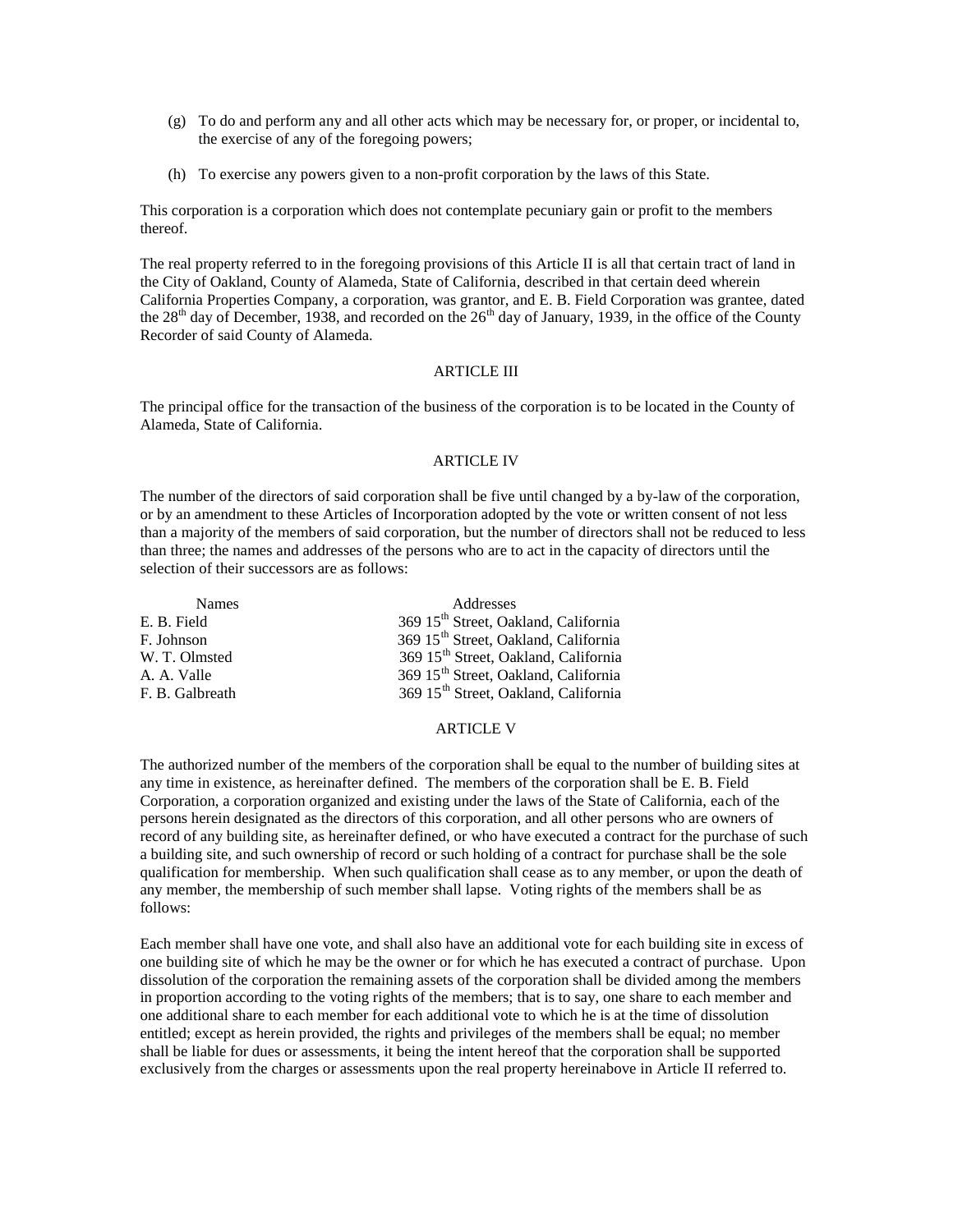(g) To do and perform any and all other acts which may be necessary for, or proper, or incidental to, the exercise of any of the foregoing powers;

(h) To exercise any powers given to a non-profit corporation by the laws of this State.

This corporation is a corporation which does not contemplate pecuniary gain or profit to the members thereof.

The real property referred to in the foregoing provisions of this Article II is all that certain tract of land in the City of Oakland, County of Alameda, State of California, described in that certain deed wherein California Properties Company, a corporation, was grantor, and E. B. Field Corporation was grantee, dated the 28th day of December, 1938, and recorded on the 26th day of January, 1939, in the office of the County Recorder of said County of Alameda.

## ARTICLE III

The principal office for the transaction of the business of the corporation is to be located in the County of Alameda, State of California.

## ARTICLE IV

The number of the directors of said corporation shall be five until changed by a by-law of the corporation, or by an amendment to these Articles of Incorporation adopted by the vote or written consent of not less than a majority of the members of said corporation, but the number of directors shall not be reduced to less than three; the names and addresses of the persons who are to act in the capacity of directors until the selection of their successors are as follows:

| Names | Addresses |
|---|---|
| E. B. Field | 369 15th Street, Oakland, California |
| F. Johnson | 369 15th Street, Oakland, California |
| W. T. Olmsted | 369 15th Street, Oakland, California |
| A. A. Valle | 369 15th Street, Oakland, California |
| F. B. Galbreath | 369 15th Street, Oakland, California |

## ARTICLE V

The authorized number of the members of the corporation shall be equal to the number of building sites at any time in existence, as hereinafter defined. The members of the corporation shall be E. B. Field Corporation, a corporation organized and existing under the laws of the State of California, each of the persons herein designated as the directors of this corporation, and all other persons who are owners of record of any building site, as hereinafter defined, or who have executed a contract for the purchase of such a building site, and such ownership of record or such holding of a contract for purchase shall be the sole qualification for membership. When such qualification shall cease as to any member, or upon the death of any member, the membership of such member shall lapse. Voting rights of the members shall be as follows:

Each member shall have one vote, and shall also have an additional vote for each building site in excess of one building site of which he may be the owner or for which he has executed a contract of purchase. Upon dissolution of the corporation the remaining assets of the corporation shall be divided among the members in proportion according to the voting rights of the members; that is to say, one share to each member and one additional share to each member for each additional vote to which he is at the time of dissolution entitled; except as herein provided, the rights and privileges of the members shall be equal; no member shall be liable for dues or assessments, it being the intent hereof that the corporation shall be supported exclusively from the charges or assessments upon the real property hereinabove in Article II referred to.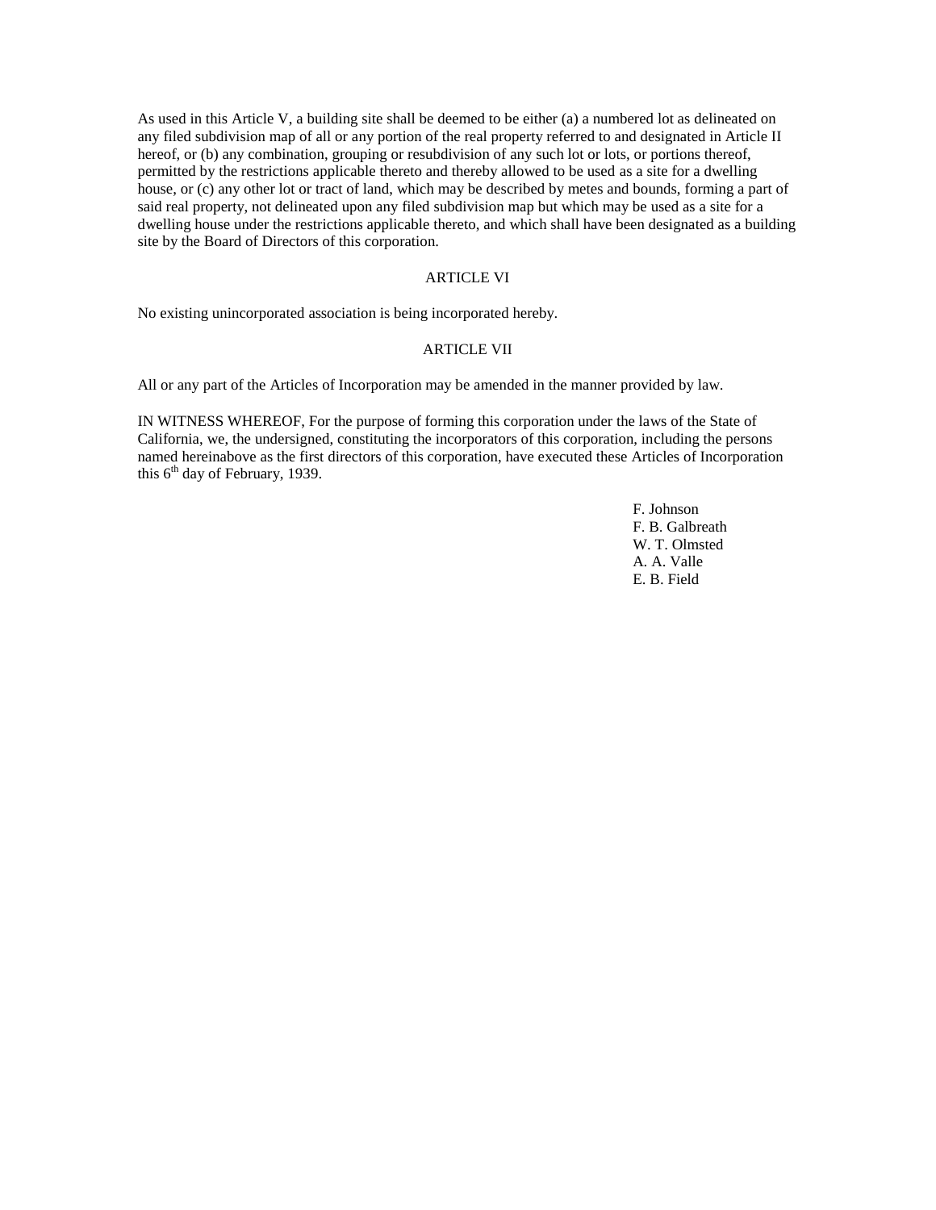As used in this Article V, a building site shall be deemed to be either (a) a numbered lot as delineated on any filed subdivision map of all or any portion of the real property referred to and designated in Article II hereof, or (b) any combination, grouping or resubdivision of any such lot or lots, or portions thereof, permitted by the restrictions applicable thereto and thereby allowed to be used as a site for a dwelling house, or (c) any other lot or tract of land, which may be described by metes and bounds, forming a part of said real property, not delineated upon any filed subdivision map but which may be used as a site for a dwelling house under the restrictions applicable thereto, and which shall have been designated as a building site by the Board of Directors of this corporation.

ARTICLE VI

No existing unincorporated association is being incorporated hereby.

ARTICLE VII

All or any part of the Articles of Incorporation may be amended in the manner provided by law.

IN WITNESS WHEREOF, For the purpose of forming this corporation under the laws of the State of California, we, the undersigned, constituting the incorporators of this corporation, including the persons named hereinabove as the first directors of this corporation, have executed these Articles of Incorporation this 6th day of February, 1939.

F. Johnson
F. B. Galbreath
W. T. Olmsted
A. A. Valle
E. B. Field